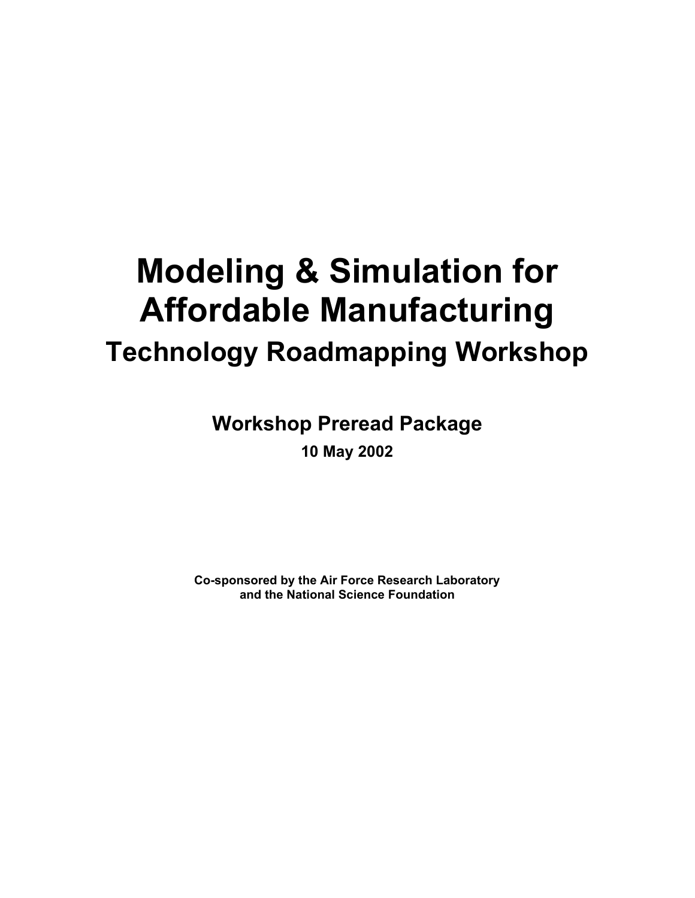# Modeling & Simulation for Affordable Manufacturing

## Technology Roadmapping Workshop

### Workshop Preread Package

**10 May 2002**

**Co-sponsored by the Air Force Research Laboratory and the National Science Foundation**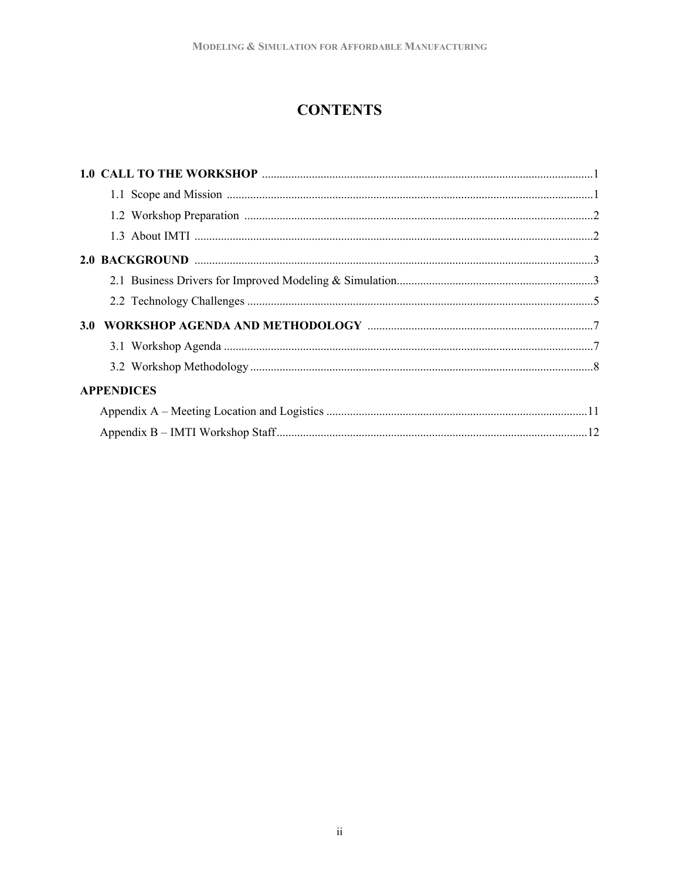# CONTENTS

**1.0 CALL TO THE WORKSHOP** ........................................ 1

- 1.1 Scope and Mission ........................................ 1
- 1.2 Workshop Preparation ........................................ 2
- 1.3 About IMTI ........................................ 2

**2.0 BACKGROUND** ........................................ 3

- 2.1 Business Drivers for Improved Modeling & Simulation........................................ 3
- 2.2 Technology Challenges ........................................ 5

**3.0 WORKSHOP AGENDA AND METHODOLOGY** ........................................ 7

- 3.1 Workshop Agenda ........................................ 7
- 3.2 Workshop Methodology ........................................ 8

**APPENDICES**

- Appendix A – Meeting Location and Logistics ........................................ 11
- Appendix B – IMTI Workshop Staff........................................ 12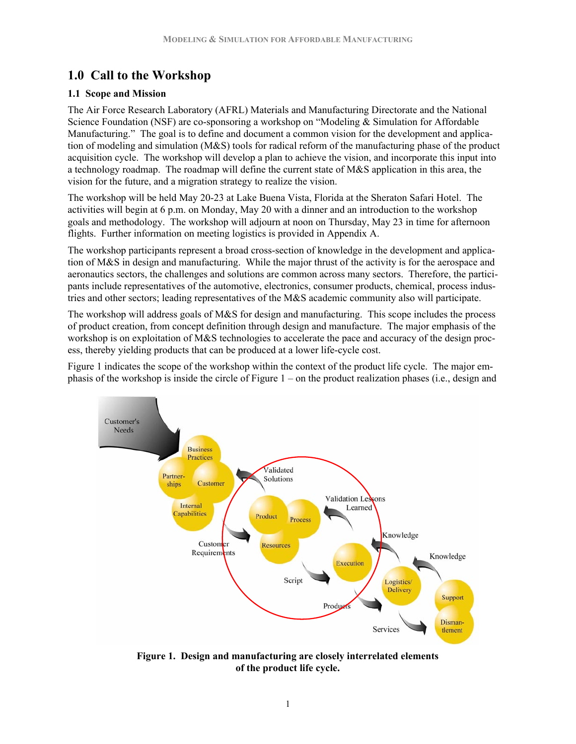# 1.0 Call to the Workshop

## 1.1 Scope and Mission

The Air Force Research Laboratory (AFRL) Materials and Manufacturing Directorate and the National Science Foundation (NSF) are co-sponsoring a workshop on "Modeling & Simulation for Affordable Manufacturing." The goal is to define and document a common vision for the development and application of modeling and simulation (M&S) tools for radical reform of the manufacturing phase of the product acquisition cycle. The workshop will develop a plan to achieve the vision, and incorporate this input into a technology roadmap. The roadmap will define the current state of M&S application in this area, the vision for the future, and a migration strategy to realize the vision.

The workshop will be held May 20-23 at Lake Buena Vista, Florida at the Sheraton Safari Hotel. The activities will begin at 6 p.m. on Monday, May 20 with a dinner and an introduction to the workshop goals and methodology. The workshop will adjourn at noon on Thursday, May 23 in time for afternoon flights. Further information on meeting logistics is provided in Appendix A.

The workshop participants represent a broad cross-section of knowledge in the development and application of M&S in design and manufacturing. While the major thrust of the activity is for the aerospace and aeronautics sectors, the challenges and solutions are common across many sectors. Therefore, the participants include representatives of the automotive, electronics, consumer products, chemical, process industries and other sectors; leading representatives of the M&S academic community also will participate.

The workshop will address goals of M&S for design and manufacturing. This scope includes the process of product creation, from concept definition through design and manufacture. The major emphasis of the workshop is on exploitation of M&S technologies to accelerate the pace and accuracy of the design process, thereby yielding products that can be produced at a lower life-cycle cost.

Figure 1 indicates the scope of the workshop within the context of the product life cycle. The major emphasis of the workshop is inside the circle of Figure 1 – on the product realization phases (i.e., design and

**Figure 1. Design and manufacturing are closely interrelated elements of the product life cycle.**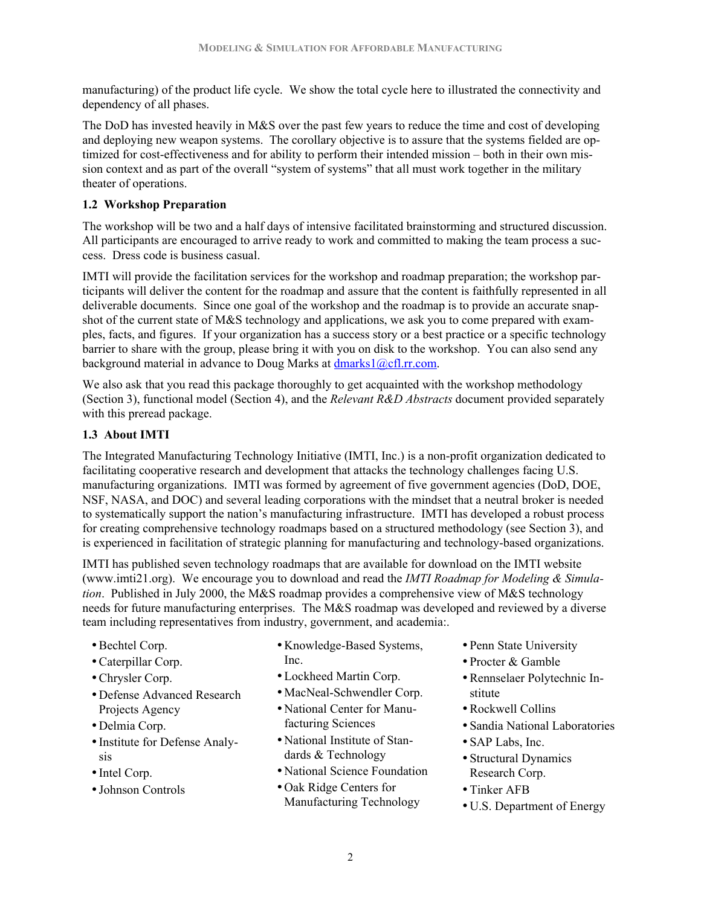manufacturing) of the product life cycle. We show the total cycle here to illustrated the connectivity and dependency of all phases.

The DoD has invested heavily in M&S over the past few years to reduce the time and cost of developing and deploying new weapon systems. The corollary objective is to assure that the systems fielded are optimized for cost-effectiveness and for ability to perform their intended mission – both in their own mission context and as part of the overall "system of systems" that all must work together in the military theater of operations.

### 1.2 Workshop Preparation

The workshop will be two and a half days of intensive facilitated brainstorming and structured discussion. All participants are encouraged to arrive ready to work and committed to making the team process a success. Dress code is business casual.

IMTI will provide the facilitation services for the workshop and roadmap preparation; the workshop participants will deliver the content for the roadmap and assure that the content is faithfully represented in all deliverable documents. Since one goal of the workshop and the roadmap is to provide an accurate snapshot of the current state of M&S technology and applications, we ask you to come prepared with examples, facts, and figures. If your organization has a success story or a best practice or a specific technology barrier to share with the group, please bring it with you on disk to the workshop. You can also send any background material in advance to Doug Marks at dmarks1@cfl.rr.com.

We also ask that you read this package thoroughly to get acquainted with the workshop methodology (Section 3), functional model (Section 4), and the *Relevant R&D Abstracts* document provided separately with this preread package.

### 1.3 About IMTI

The Integrated Manufacturing Technology Initiative (IMTI, Inc.) is a non-profit organization dedicated to facilitating cooperative research and development that attacks the technology challenges facing U.S. manufacturing organizations. IMTI was formed by agreement of five government agencies (DoD, DOE, NSF, NASA, and DOC) and several leading corporations with the mindset that a neutral broker is needed to systematically support the nation's manufacturing infrastructure. IMTI has developed a robust process for creating comprehensive technology roadmaps based on a structured methodology (see Section 3), and is experienced in facilitation of strategic planning for manufacturing and technology-based organizations.

IMTI has published seven technology roadmaps that are available for download on the IMTI website (www.imti21.org). We encourage you to download and read the *IMTI Roadmap for Modeling & Simulation*. Published in July 2000, the M&S roadmap provides a comprehensive view of M&S technology needs for future manufacturing enterprises. The M&S roadmap was developed and reviewed by a diverse team including representatives from industry, government, and academia:.

- Bechtel Corp.
- Caterpillar Corp.
- Chrysler Corp.
- Defense Advanced Research Projects Agency
- Delmia Corp.
- Institute for Defense Analysis
- Intel Corp.
- Johnson Controls
- Knowledge-Based Systems, Inc.
- Lockheed Martin Corp.
- MacNeal-Schwendler Corp.
- National Center for Manufacturing Sciences
- National Institute of Standards & Technology
- National Science Foundation
- Oak Ridge Centers for Manufacturing Technology
- Penn State University
- Procter & Gamble
- Rennselaer Polytechnic Institute
- Rockwell Collins
- Sandia National Laboratories
- SAP Labs, Inc.
- Structural Dynamics Research Corp.
- Tinker AFB
- U.S. Department of Energy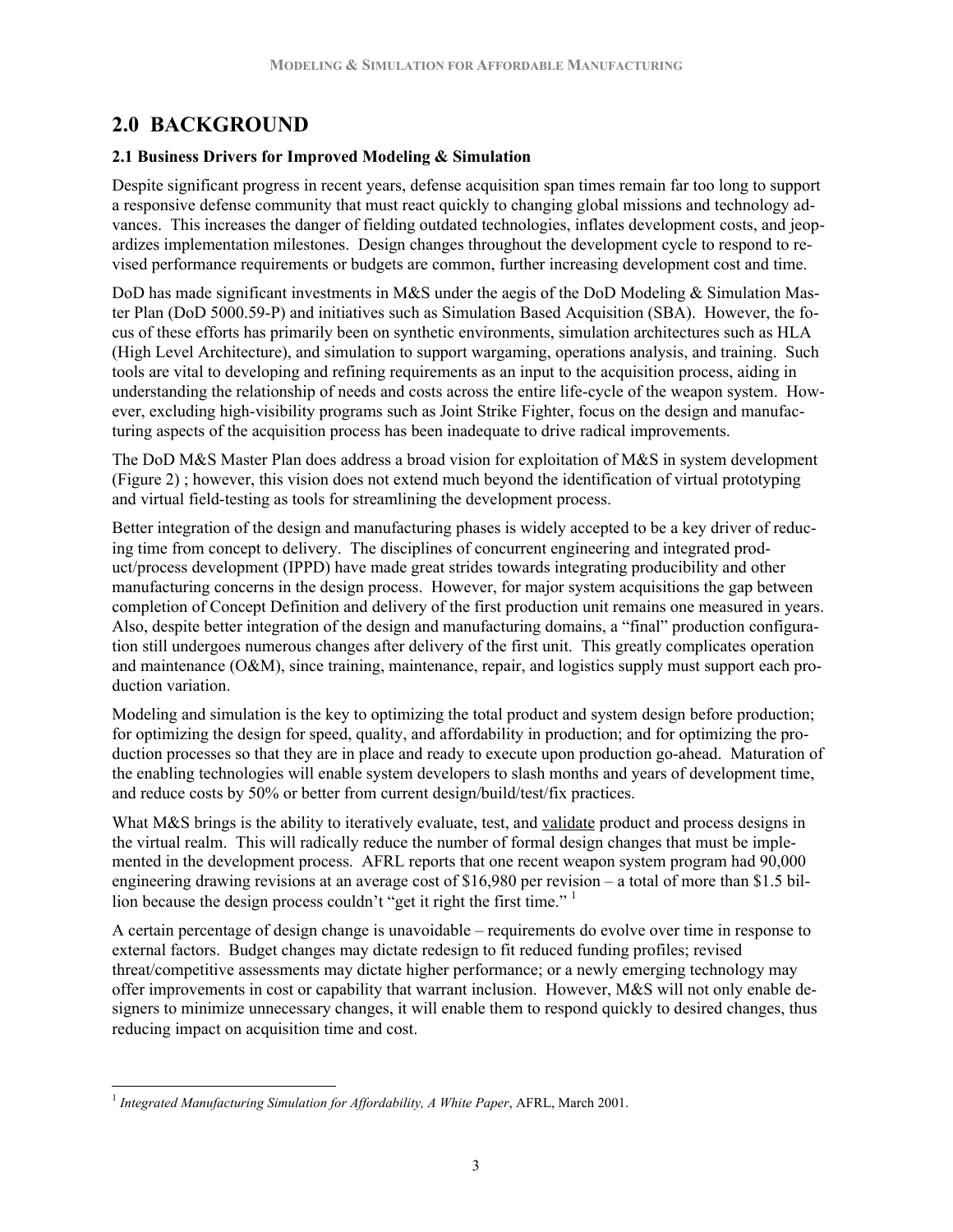# 2.0 BACKGROUND

### 2.1 Business Drivers for Improved Modeling & Simulation

Despite significant progress in recent years, defense acquisition span times remain far too long to support a responsive defense community that must react quickly to changing global missions and technology advances. This increases the danger of fielding outdated technologies, inflates development costs, and jeopardizes implementation milestones. Design changes throughout the development cycle to respond to revised performance requirements or budgets are common, further increasing development cost and time.

DoD has made significant investments in M&S under the aegis of the DoD Modeling & Simulation Master Plan (DoD 5000.59-P) and initiatives such as Simulation Based Acquisition (SBA). However, the focus of these efforts has primarily been on synthetic environments, simulation architectures such as HLA (High Level Architecture), and simulation to support wargaming, operations analysis, and training. Such tools are vital to developing and refining requirements as an input to the acquisition process, aiding in understanding the relationship of needs and costs across the entire life-cycle of the weapon system. However, excluding high-visibility programs such as Joint Strike Fighter, focus on the design and manufacturing aspects of the acquisition process has been inadequate to drive radical improvements.

The DoD M&S Master Plan does address a broad vision for exploitation of M&S in system development (Figure 2) ; however, this vision does not extend much beyond the identification of virtual prototyping and virtual field-testing as tools for streamlining the development process.

Better integration of the design and manufacturing phases is widely accepted to be a key driver of reducing time from concept to delivery. The disciplines of concurrent engineering and integrated product/process development (IPPD) have made great strides towards integrating producibility and other manufacturing concerns in the design process. However, for major system acquisitions the gap between completion of Concept Definition and delivery of the first production unit remains one measured in years. Also, despite better integration of the design and manufacturing domains, a "final" production configuration still undergoes numerous changes after delivery of the first unit. This greatly complicates operation and maintenance (O&M), since training, maintenance, repair, and logistics supply must support each production variation.

Modeling and simulation is the key to optimizing the total product and system design before production; for optimizing the design for speed, quality, and affordability in production; and for optimizing the production processes so that they are in place and ready to execute upon production go-ahead. Maturation of the enabling technologies will enable system developers to slash months and years of development time, and reduce costs by 50% or better from current design/build/test/fix practices.

What M&S brings is the ability to iteratively evaluate, test, and validate product and process designs in the virtual realm. This will radically reduce the number of formal design changes that must be implemented in the development process. AFRL reports that one recent weapon system program had 90,000 engineering drawing revisions at an average cost of $16,980 per revision – a total of more than $1.5 billion because the design process couldn't "get it right the first time." [1]

A certain percentage of design change is unavoidable – requirements do evolve over time in response to external factors. Budget changes may dictate redesign to fit reduced funding profiles; revised threat/competitive assessments may dictate higher performance; or a newly emerging technology may offer improvements in cost or capability that warrant inclusion. However, M&S will not only enable designers to minimize unnecessary changes, it will enable them to respond quickly to desired changes, thus reducing impact on acquisition time and cost.

---

[1] *Integrated Manufacturing Simulation for Affordability, A White Paper*, AFRL, March 2001.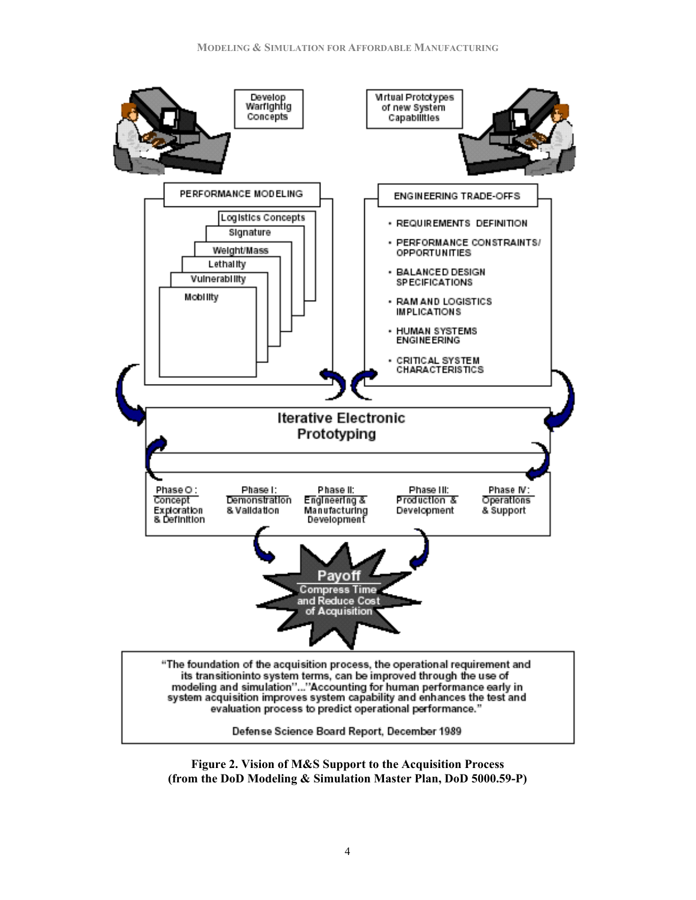Develop Warfightig Concepts

Virtual Prototypes of new System Capabilities

PERFORMANCE MODELING

- Logistics Concepts
- Signature
- Weight/Mass
- Lethality
- Vulnerability
- Mobility

ENGINEERING TRADE-OFFS

- REQUIREMENTS DEFINITION
- PERFORMANCE CONSTRAINTS/ OPPORTUNITIES
- BALANCED DESIGN SPECIFICATIONS
- RAM AND LOGISTICS IMPLICATIONS
- HUMAN SYSTEMS ENGINEERING
- CRITICAL SYSTEM CHARACTERISTICS

Iterative Electronic Prototyping

| Phase O: Concept Exploration & Definition | Phase I: Demonstration & Validation | Phase II: Engineering & Manufacturing Development | Phase III: Production & Development | Phase IV: Operations & Support |
|---|---|---|---|---|

**Payoff**
Compress Time and Reduce Cost of Acquisition

"The foundation of the acquisition process, the operational requirement and its transitioninto system terms, can be improved through the use of modeling and simulation"..."Accounting for human performance early in system acquisition improves system capability and enhances the test and evaluation process to predict operational performance."

Defense Science Board Report, December 1989

**Figure 2. Vision of M&S Support to the Acquisition Process (from the DoD Modeling & Simulation Master Plan, DoD 5000.59-P)**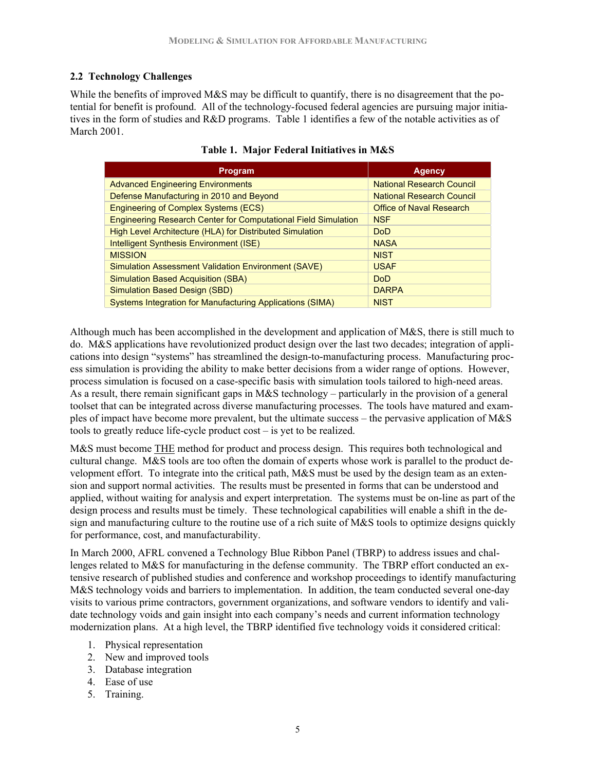## 2.2 Technology Challenges

While the benefits of improved M&S may be difficult to quantify, there is no disagreement that the potential for benefit is profound. All of the technology-focused federal agencies are pursuing major initiatives in the form of studies and R&D programs. Table 1 identifies a few of the notable activities as of March 2001.

**Table 1. Major Federal Initiatives in M&S**

| Program | Agency |
|---|---|
| Advanced Engineering Environments | National Research Council |
| Defense Manufacturing in 2010 and Beyond | National Research Council |
| Engineering of Complex Systems (ECS) | Office of Naval Research |
| Engineering Research Center for Computational Field Simulation | NSF |
| High Level Architecture (HLA) for Distributed Simulation | DoD |
| Intelligent Synthesis Environment (ISE) | NASA |
| MISSION | NIST |
| Simulation Assessment Validation Environment (SAVE) | USAF |
| Simulation Based Acquisition (SBA) | DoD |
| Simulation Based Design (SBD) | DARPA |
| Systems Integration for Manufacturing Applications (SIMA) | NIST |

Although much has been accomplished in the development and application of M&S, there is still much to do. M&S applications have revolutionized product design over the last two decades; integration of applications into design "systems" has streamlined the design-to-manufacturing process. Manufacturing process simulation is providing the ability to make better decisions from a wider range of options. However, process simulation is focused on a case-specific basis with simulation tools tailored to high-need areas. As a result, there remain significant gaps in M&S technology – particularly in the provision of a general toolset that can be integrated across diverse manufacturing processes. The tools have matured and examples of impact have become more prevalent, but the ultimate success – the pervasive application of M&S tools to greatly reduce life-cycle product cost – is yet to be realized.

M&S must become THE method for product and process design. This requires both technological and cultural change. M&S tools are too often the domain of experts whose work is parallel to the product development effort. To integrate into the critical path, M&S must be used by the design team as an extension and support normal activities. The results must be presented in forms that can be understood and applied, without waiting for analysis and expert interpretation. The systems must be on-line as part of the design process and results must be timely. These technological capabilities will enable a shift in the design and manufacturing culture to the routine use of a rich suite of M&S tools to optimize designs quickly for performance, cost, and manufacturability.

In March 2000, AFRL convened a Technology Blue Ribbon Panel (TBRP) to address issues and challenges related to M&S for manufacturing in the defense community. The TBRP effort conducted an extensive research of published studies and conference and workshop proceedings to identify manufacturing M&S technology voids and barriers to implementation. In addition, the team conducted several one-day visits to various prime contractors, government organizations, and software vendors to identify and validate technology voids and gain insight into each company's needs and current information technology modernization plans. At a high level, the TBRP identified five technology voids it considered critical:

1. Physical representation
2. New and improved tools
3. Database integration
4. Ease of use
5. Training.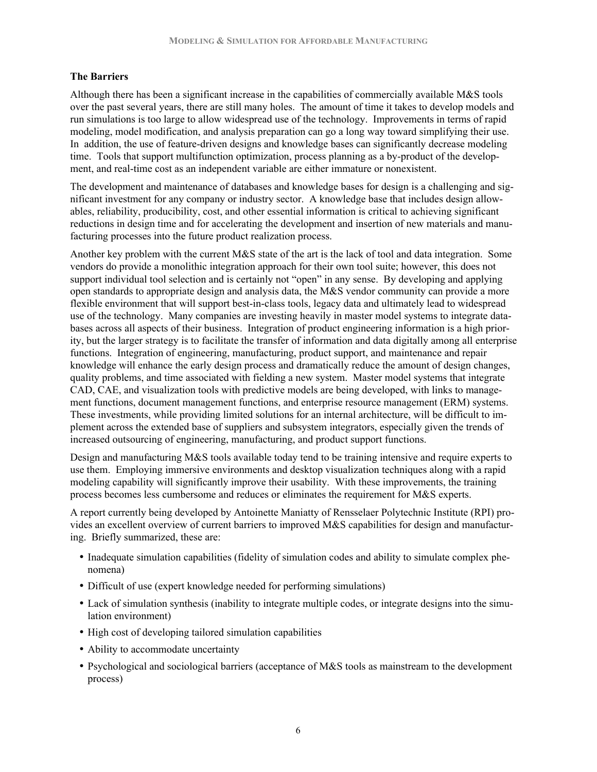### The Barriers

Although there has been a significant increase in the capabilities of commercially available M&S tools over the past several years, there are still many holes. The amount of time it takes to develop models and run simulations is too large to allow widespread use of the technology. Improvements in terms of rapid modeling, model modification, and analysis preparation can go a long way toward simplifying their use. In addition, the use of feature-driven designs and knowledge bases can significantly decrease modeling time. Tools that support multifunction optimization, process planning as a by-product of the development, and real-time cost as an independent variable are either immature or nonexistent.

The development and maintenance of databases and knowledge bases for design is a challenging and significant investment for any company or industry sector. A knowledge base that includes design allowables, reliability, producibility, cost, and other essential information is critical to achieving significant reductions in design time and for accelerating the development and insertion of new materials and manufacturing processes into the future product realization process.

Another key problem with the current M&S state of the art is the lack of tool and data integration. Some vendors do provide a monolithic integration approach for their own tool suite; however, this does not support individual tool selection and is certainly not "open" in any sense. By developing and applying open standards to appropriate design and analysis data, the M&S vendor community can provide a more flexible environment that will support best-in-class tools, legacy data and ultimately lead to widespread use of the technology. Many companies are investing heavily in master model systems to integrate databases across all aspects of their business. Integration of product engineering information is a high priority, but the larger strategy is to facilitate the transfer of information and data digitally among all enterprise functions. Integration of engineering, manufacturing, product support, and maintenance and repair knowledge will enhance the early design process and dramatically reduce the amount of design changes, quality problems, and time associated with fielding a new system. Master model systems that integrate CAD, CAE, and visualization tools with predictive models are being developed, with links to management functions, document management functions, and enterprise resource management (ERM) systems. These investments, while providing limited solutions for an internal architecture, will be difficult to implement across the extended base of suppliers and subsystem integrators, especially given the trends of increased outsourcing of engineering, manufacturing, and product support functions.

Design and manufacturing M&S tools available today tend to be training intensive and require experts to use them. Employing immersive environments and desktop visualization techniques along with a rapid modeling capability will significantly improve their usability. With these improvements, the training process becomes less cumbersome and reduces or eliminates the requirement for M&S experts.

A report currently being developed by Antoinette Maniatty of Rensselaer Polytechnic Institute (RPI) provides an excellent overview of current barriers to improved M&S capabilities for design and manufacturing. Briefly summarized, these are:

- Inadequate simulation capabilities (fidelity of simulation codes and ability to simulate complex phenomena)
- Difficult of use (expert knowledge needed for performing simulations)
- Lack of simulation synthesis (inability to integrate multiple codes, or integrate designs into the simulation environment)
- High cost of developing tailored simulation capabilities
- Ability to accommodate uncertainty
- Psychological and sociological barriers (acceptance of M&S tools as mainstream to the development process)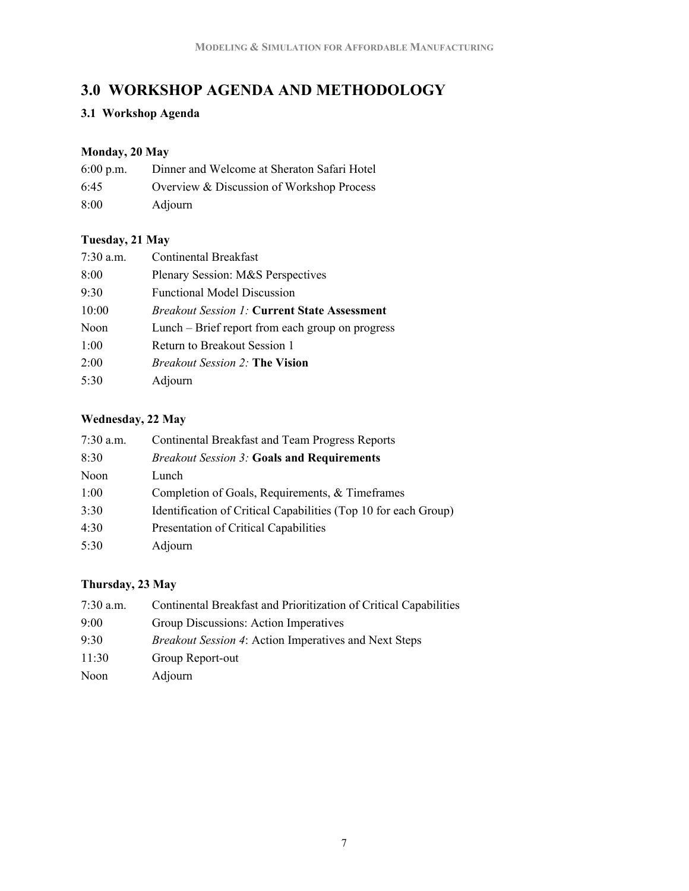# 3.0 WORKSHOP AGENDA AND METHODOLOGY

## 3.1 Workshop Agenda

**Monday, 20 May**

| | |
|---|---|
| 6:00 p.m. | Dinner and Welcome at Sheraton Safari Hotel |
| 6:45 | Overview & Discussion of Workshop Process |
| 8:00 | Adjourn |

**Tuesday, 21 May**

| | |
|---|---|
| 7:30 a.m. | Continental Breakfast |
| 8:00 | Plenary Session: M&S Perspectives |
| 9:30 | Functional Model Discussion |
| 10:00 | *Breakout Session 1:* **Current State Assessment** |
| Noon | Lunch – Brief report from each group on progress |
| 1:00 | Return to Breakout Session 1 |
| 2:00 | *Breakout Session 2:* **The Vision** |
| 5:30 | Adjourn |

**Wednesday, 22 May**

| | |
|---|---|
| 7:30 a.m. | Continental Breakfast and Team Progress Reports |
| 8:30 | *Breakout Session 3:* **Goals and Requirements** |
| Noon | Lunch |
| 1:00 | Completion of Goals, Requirements, & Timeframes |
| 3:30 | Identification of Critical Capabilities (Top 10 for each Group) |
| 4:30 | Presentation of Critical Capabilities |
| 5:30 | Adjourn |

**Thursday, 23 May**

| | |
|---|---|
| 7:30 a.m. | Continental Breakfast and Prioritization of Critical Capabilities |
| 9:00 | Group Discussions: Action Imperatives |
| 9:30 | *Breakout Session 4*: Action Imperatives and Next Steps |
| 11:30 | Group Report-out |
| Noon | Adjourn |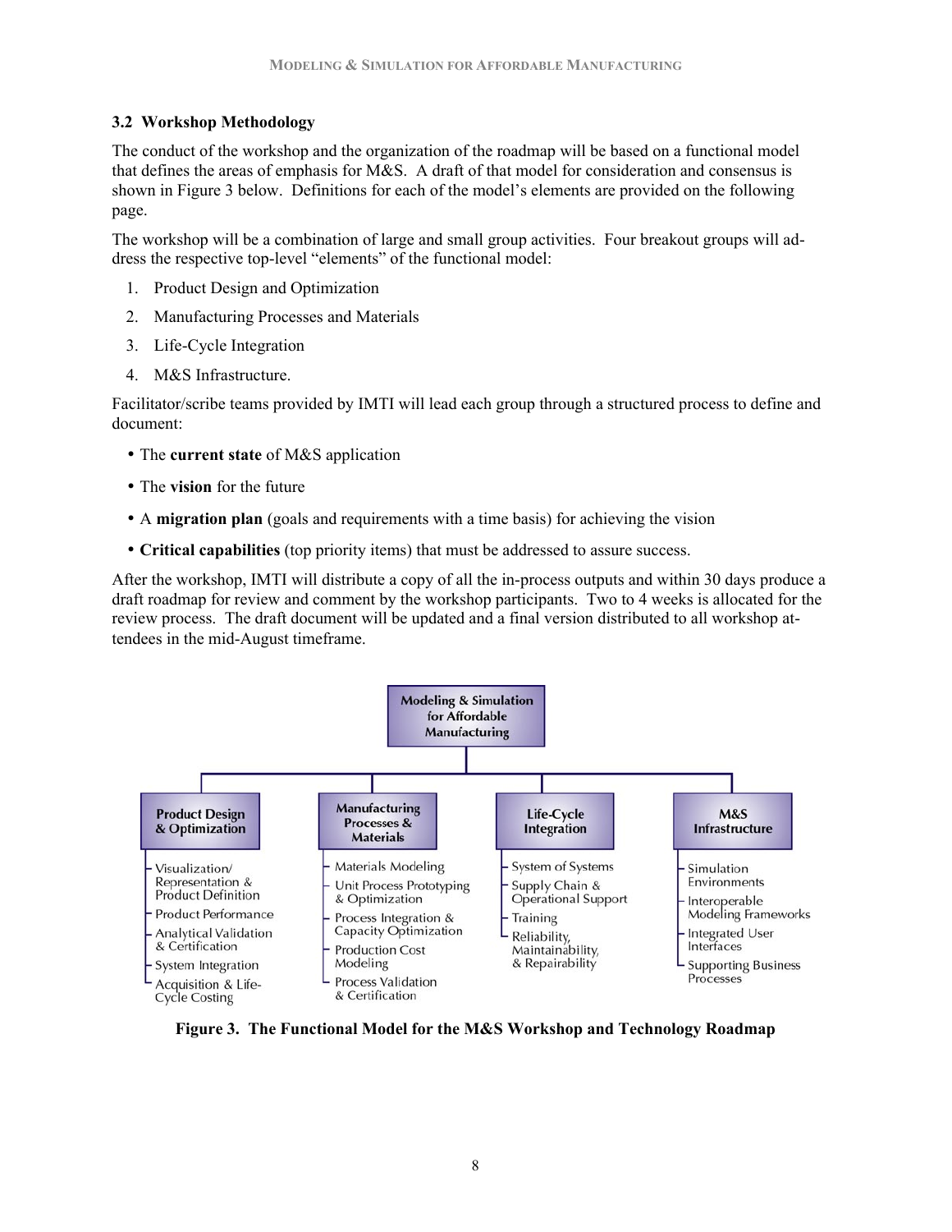### 3.2 Workshop Methodology

The conduct of the workshop and the organization of the roadmap will be based on a functional model that defines the areas of emphasis for M&S. A draft of that model for consideration and consensus is shown in Figure 3 below. Definitions for each of the model's elements are provided on the following page.

The workshop will be a combination of large and small group activities. Four breakout groups will address the respective top-level "elements" of the functional model:

1. Product Design and Optimization
2. Manufacturing Processes and Materials
3. Life-Cycle Integration
4. M&S Infrastructure.

Facilitator/scribe teams provided by IMTI will lead each group through a structured process to define and document:

- The **current state** of M&S application
- The **vision** for the future
- A **migration plan** (goals and requirements with a time basis) for achieving the vision
- **Critical capabilities** (top priority items) that must be addressed to assure success.

After the workshop, IMTI will distribute a copy of all the in-process outputs and within 30 days produce a draft roadmap for review and comment by the workshop participants. Two to 4 weeks is allocated for the review process. The draft document will be updated and a final version distributed to all workshop attendees in the mid-August timeframe.

**Modeling & Simulation for Affordable Manufacturing**

- **Product Design & Optimization**
  - Visualization/ Representation & Product Definition
  - Product Performance
  - Analytical Validation & Certification
  - System Integration
  - Acquisition & Life-Cycle Costing
- **Manufacturing Processes & Materials**
  - Materials Modeling
  - Unit Process Prototyping & Optimization
  - Process Integration & Capacity Optimization
  - Production Cost Modeling
  - Process Validation & Certification
- **Life-Cycle Integration**
  - System of Systems
  - Supply Chain & Operational Support
  - Training
  - Reliability, Maintainability, & Repairability
- **M&S Infrastructure**
  - Simulation Environments
  - Interoperable Modeling Frameworks
  - Integrated User Interfaces
  - Supporting Business Processes

**Figure 3. The Functional Model for the M&S Workshop and Technology Roadmap**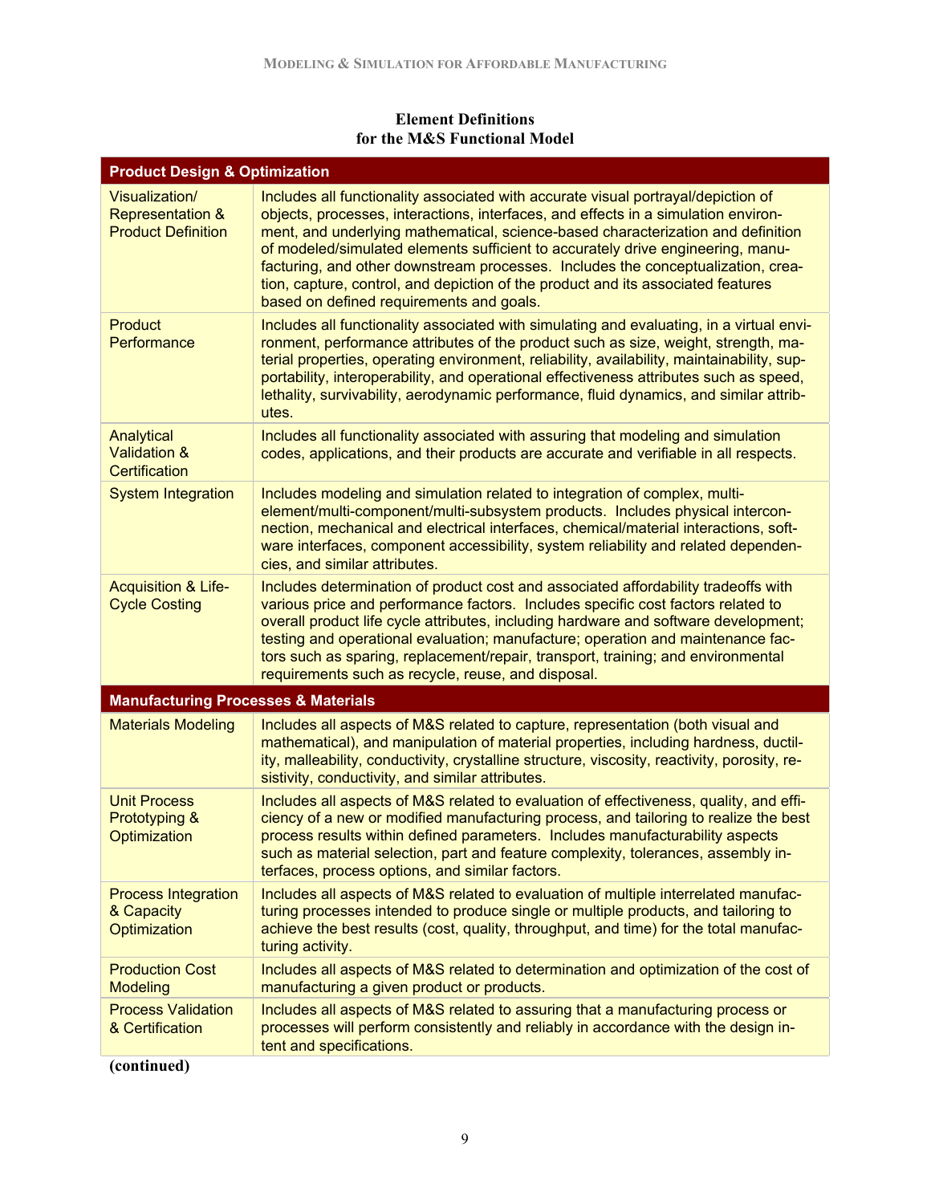**Element Definitions**
**for the M&S Functional Model**

| Product Design & Optimization | |
|---|---|
| Visualization/ Representation & Product Definition | Includes all functionality associated with accurate visual portrayal/depiction of objects, processes, interactions, interfaces, and effects in a simulation environment, and underlying mathematical, science-based characterization and definition of modeled/simulated elements sufficient to accurately drive engineering, manufacturing, and other downstream processes. Includes the conceptualization, creation, capture, control, and depiction of the product and its associated features based on defined requirements and goals. |
| Product Performance | Includes all functionality associated with simulating and evaluating, in a virtual environment, performance attributes of the product such as size, weight, strength, material properties, operating environment, reliability, availability, maintainability, supportability, interoperability, and operational effectiveness attributes such as speed, lethality, survivability, aerodynamic performance, fluid dynamics, and similar attributes. |
| Analytical Validation & Certification | Includes all functionality associated with assuring that modeling and simulation codes, applications, and their products are accurate and verifiable in all respects. |
| System Integration | Includes modeling and simulation related to integration of complex, multi-element/multi-component/multi-subsystem products. Includes physical interconnection, mechanical and electrical interfaces, chemical/material interactions, software interfaces, component accessibility, system reliability and related dependencies, and similar attributes. |
| Acquisition & Life-Cycle Costing | Includes determination of product cost and associated affordability tradeoffs with various price and performance factors. Includes specific cost factors related to overall product life cycle attributes, including hardware and software development; testing and operational evaluation; manufacture; operation and maintenance factors such as sparing, replacement/repair, transport, training; and environmental requirements such as recycle, reuse, and disposal. |
| **Manufacturing Processes & Materials** | |
| Materials Modeling | Includes all aspects of M&S related to capture, representation (both visual and mathematical), and manipulation of material properties, including hardness, ductility, malleability, conductivity, crystalline structure, viscosity, reactivity, porosity, resistivity, conductivity, and similar attributes. |
| Unit Process Prototyping & Optimization | Includes all aspects of M&S related to evaluation of effectiveness, quality, and efficiency of a new or modified manufacturing process, and tailoring to realize the best process results within defined parameters. Includes manufacturability aspects such as material selection, part and feature complexity, tolerances, assembly interfaces, process options, and similar factors. |
| Process Integration & Capacity Optimization | Includes all aspects of M&S related to evaluation of multiple interrelated manufacturing processes intended to produce single or multiple products, and tailoring to achieve the best results (cost, quality, throughput, and time) for the total manufacturing activity. |
| Production Cost Modeling | Includes all aspects of M&S related to determination and optimization of the cost of manufacturing a given product or products. |
| Process Validation & Certification | Includes all aspects of M&S related to assuring that a manufacturing process or processes will perform consistently and reliably in accordance with the design intent and specifications. |

**(continued)**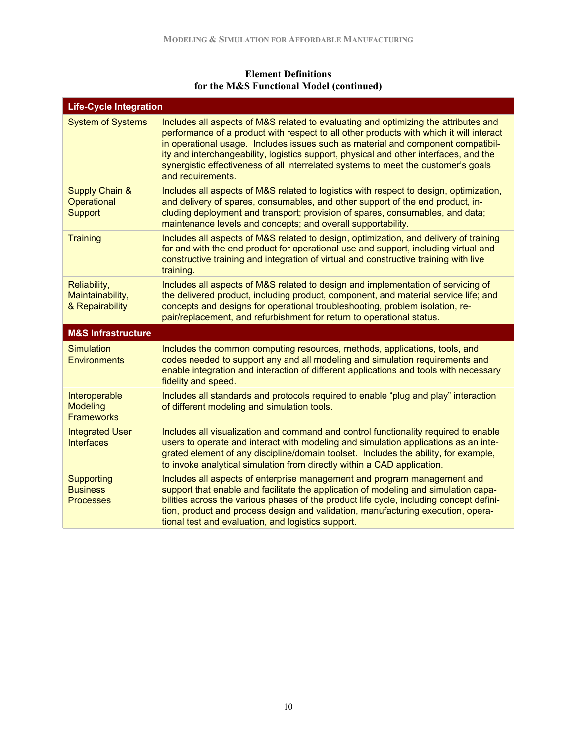**Element Definitions**
**for the M&S Functional Model (continued)**

| **Life-Cycle Integration** | |
|---|---|
| System of Systems | Includes all aspects of M&S related to evaluating and optimizing the attributes and performance of a product with respect to all other products with which it will interact in operational usage. Includes issues such as material and component compatibility and interchangeability, logistics support, physical and other interfaces, and the synergistic effectiveness of all interrelated systems to meet the customer's goals and requirements. |
| Supply Chain & Operational Support | Includes all aspects of M&S related to logistics with respect to design, optimization, and delivery of spares, consumables, and other support of the end product, including deployment and transport; provision of spares, consumables, and data; maintenance levels and concepts; and overall supportability. |
| Training | Includes all aspects of M&S related to design, optimization, and delivery of training for and with the end product for operational use and support, including virtual and constructive training and integration of virtual and constructive training with live training. |
| Reliability, Maintainability, & Repairability | Includes all aspects of M&S related to design and implementation of servicing of the delivered product, including product, component, and material service life; and concepts and designs for operational troubleshooting, problem isolation, repair/replacement, and refurbishment for return to operational status. |
| **M&S Infrastructure** | |
| Simulation Environments | Includes the common computing resources, methods, applications, tools, and codes needed to support any and all modeling and simulation requirements and enable integration and interaction of different applications and tools with necessary fidelity and speed. |
| Interoperable Modeling Frameworks | Includes all standards and protocols required to enable "plug and play" interaction of different modeling and simulation tools. |
| Integrated User Interfaces | Includes all visualization and command and control functionality required to enable users to operate and interact with modeling and simulation applications as an integrated element of any discipline/domain toolset. Includes the ability, for example, to invoke analytical simulation from directly within a CAD application. |
| Supporting Business Processes | Includes all aspects of enterprise management and program management and support that enable and facilitate the application of modeling and simulation capabilities across the various phases of the product life cycle, including concept definition, product and process design and validation, manufacturing execution, operational test and evaluation, and logistics support. |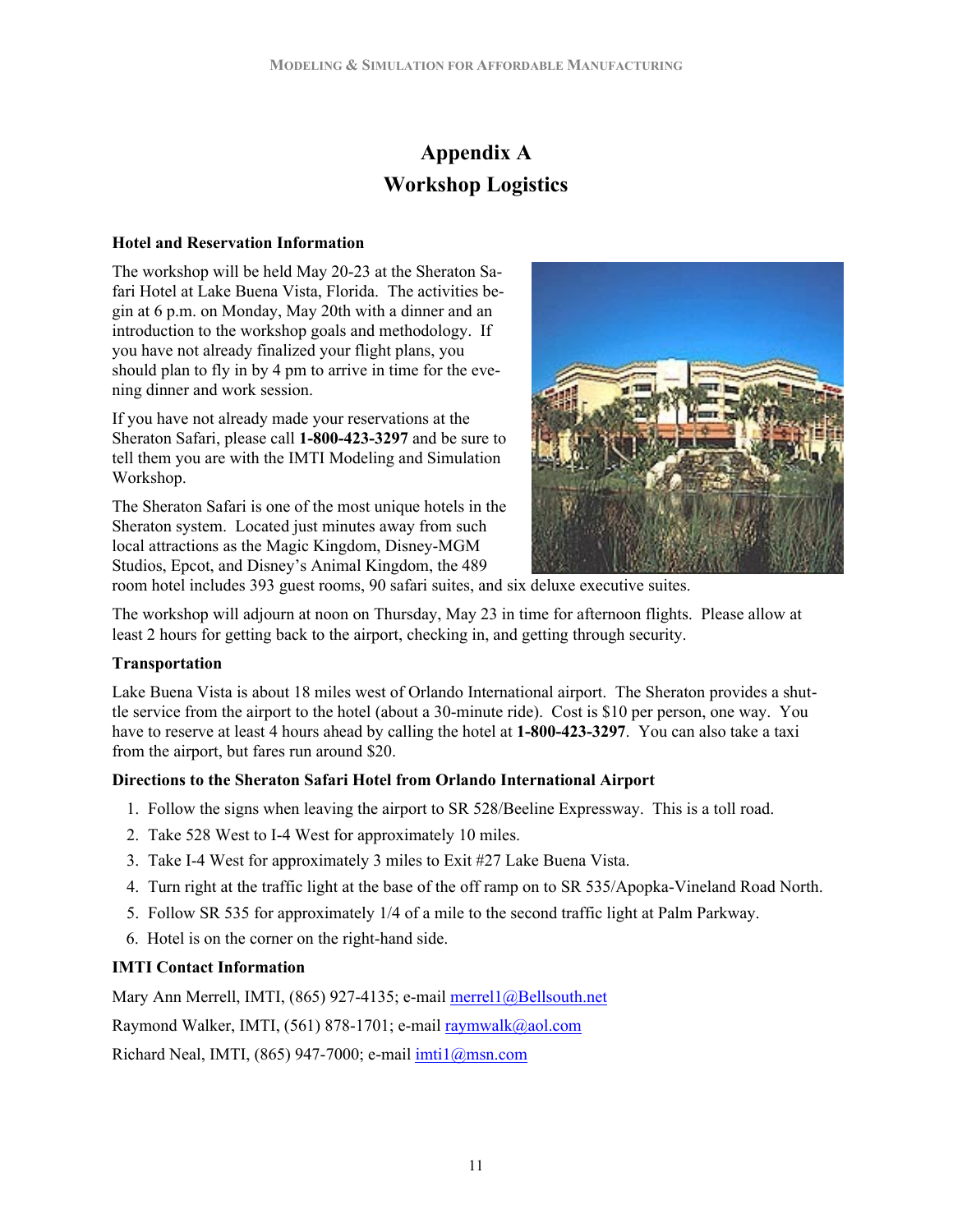# Appendix A
# Workshop Logistics

### Hotel and Reservation Information

The workshop will be held May 20-23 at the Sheraton Safari Hotel at Lake Buena Vista, Florida. The activities begin at 6 p.m. on Monday, May 20th with a dinner and an introduction to the workshop goals and methodology. If you have not already finalized your flight plans, you should plan to fly in by 4 pm to arrive in time for the evening dinner and work session.

If you have not already made your reservations at the Sheraton Safari, please call **1-800-423-3297** and be sure to tell them you are with the IMTI Modeling and Simulation Workshop.

The Sheraton Safari is one of the most unique hotels in the Sheraton system. Located just minutes away from such local attractions as the Magic Kingdom, Disney-MGM Studios, Epcot, and Disney's Animal Kingdom, the 489 room hotel includes 393 guest rooms, 90 safari suites, and six deluxe executive suites.

The workshop will adjourn at noon on Thursday, May 23 in time for afternoon flights. Please allow at least 2 hours for getting back to the airport, checking in, and getting through security.

### Transportation

Lake Buena Vista is about 18 miles west of Orlando International airport. The Sheraton provides a shuttle service from the airport to the hotel (about a 30-minute ride). Cost is $10 per person, one way. You have to reserve at least 4 hours ahead by calling the hotel at **1-800-423-3297**. You can also take a taxi from the airport, but fares run around $20.

### Directions to the Sheraton Safari Hotel from Orlando International Airport

1. Follow the signs when leaving the airport to SR 528/Beeline Expressway. This is a toll road.
2. Take 528 West to I-4 West for approximately 10 miles.
3. Take I-4 West for approximately 3 miles to Exit #27 Lake Buena Vista.
4. Turn right at the traffic light at the base of the off ramp on to SR 535/Apopka-Vineland Road North.
5. Follow SR 535 for approximately 1/4 of a mile to the second traffic light at Palm Parkway.
6. Hotel is on the corner on the right-hand side.

### IMTI Contact Information

Mary Ann Merrell, IMTI, (865) 927-4135; e-mail merrel1@Bellsouth.net

Raymond Walker, IMTI, (561) 878-1701; e-mail raymwalk@aol.com

Richard Neal, IMTI, (865) 947-7000; e-mail imti1@msn.com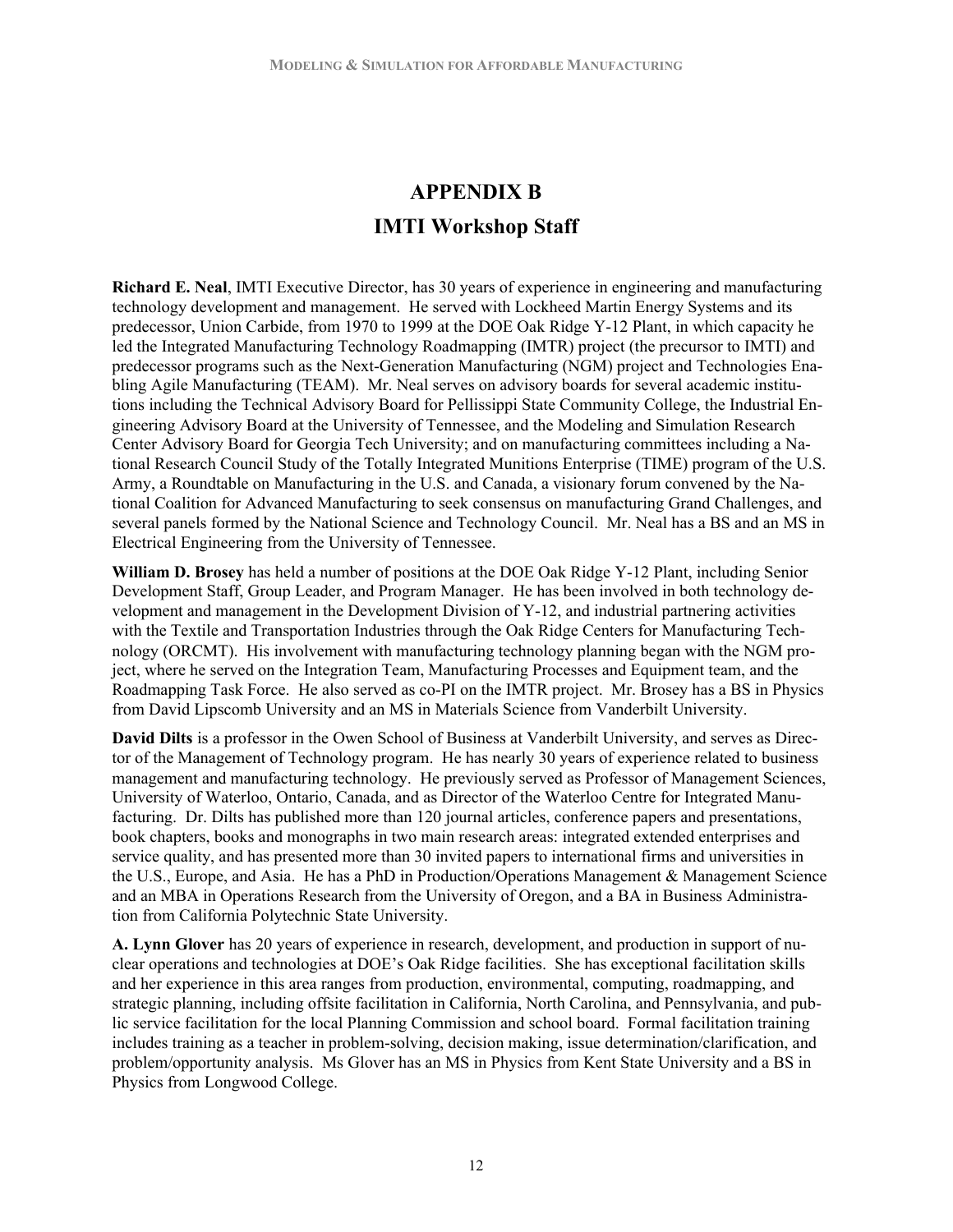# APPENDIX B

## IMTI Workshop Staff

**Richard E. Neal**, IMTI Executive Director, has 30 years of experience in engineering and manufacturing technology development and management. He served with Lockheed Martin Energy Systems and its predecessor, Union Carbide, from 1970 to 1999 at the DOE Oak Ridge Y-12 Plant, in which capacity he led the Integrated Manufacturing Technology Roadmapping (IMTR) project (the precursor to IMTI) and predecessor programs such as the Next-Generation Manufacturing (NGM) project and Technologies Enabling Agile Manufacturing (TEAM). Mr. Neal serves on advisory boards for several academic institutions including the Technical Advisory Board for Pellissippi State Community College, the Industrial Engineering Advisory Board at the University of Tennessee, and the Modeling and Simulation Research Center Advisory Board for Georgia Tech University; and on manufacturing committees including a National Research Council Study of the Totally Integrated Munitions Enterprise (TIME) program of the U.S. Army, a Roundtable on Manufacturing in the U.S. and Canada, a visionary forum convened by the National Coalition for Advanced Manufacturing to seek consensus on manufacturing Grand Challenges, and several panels formed by the National Science and Technology Council. Mr. Neal has a BS and an MS in Electrical Engineering from the University of Tennessee.

**William D. Brosey** has held a number of positions at the DOE Oak Ridge Y-12 Plant, including Senior Development Staff, Group Leader, and Program Manager. He has been involved in both technology development and management in the Development Division of Y-12, and industrial partnering activities with the Textile and Transportation Industries through the Oak Ridge Centers for Manufacturing Technology (ORCMT). His involvement with manufacturing technology planning began with the NGM project, where he served on the Integration Team, Manufacturing Processes and Equipment team, and the Roadmapping Task Force. He also served as co-PI on the IMTR project. Mr. Brosey has a BS in Physics from David Lipscomb University and an MS in Materials Science from Vanderbilt University.

**David Dilts** is a professor in the Owen School of Business at Vanderbilt University, and serves as Director of the Management of Technology program. He has nearly 30 years of experience related to business management and manufacturing technology. He previously served as Professor of Management Sciences, University of Waterloo, Ontario, Canada, and as Director of the Waterloo Centre for Integrated Manufacturing. Dr. Dilts has published more than 120 journal articles, conference papers and presentations, book chapters, books and monographs in two main research areas: integrated extended enterprises and service quality, and has presented more than 30 invited papers to international firms and universities in the U.S., Europe, and Asia. He has a PhD in Production/Operations Management & Management Science and an MBA in Operations Research from the University of Oregon, and a BA in Business Administration from California Polytechnic State University.

**A. Lynn Glover** has 20 years of experience in research, development, and production in support of nuclear operations and technologies at DOE's Oak Ridge facilities. She has exceptional facilitation skills and her experience in this area ranges from production, environmental, computing, roadmapping, and strategic planning, including offsite facilitation in California, North Carolina, and Pennsylvania, and public service facilitation for the local Planning Commission and school board. Formal facilitation training includes training as a teacher in problem-solving, decision making, issue determination/clarification, and problem/opportunity analysis. Ms Glover has an MS in Physics from Kent State University and a BS in Physics from Longwood College.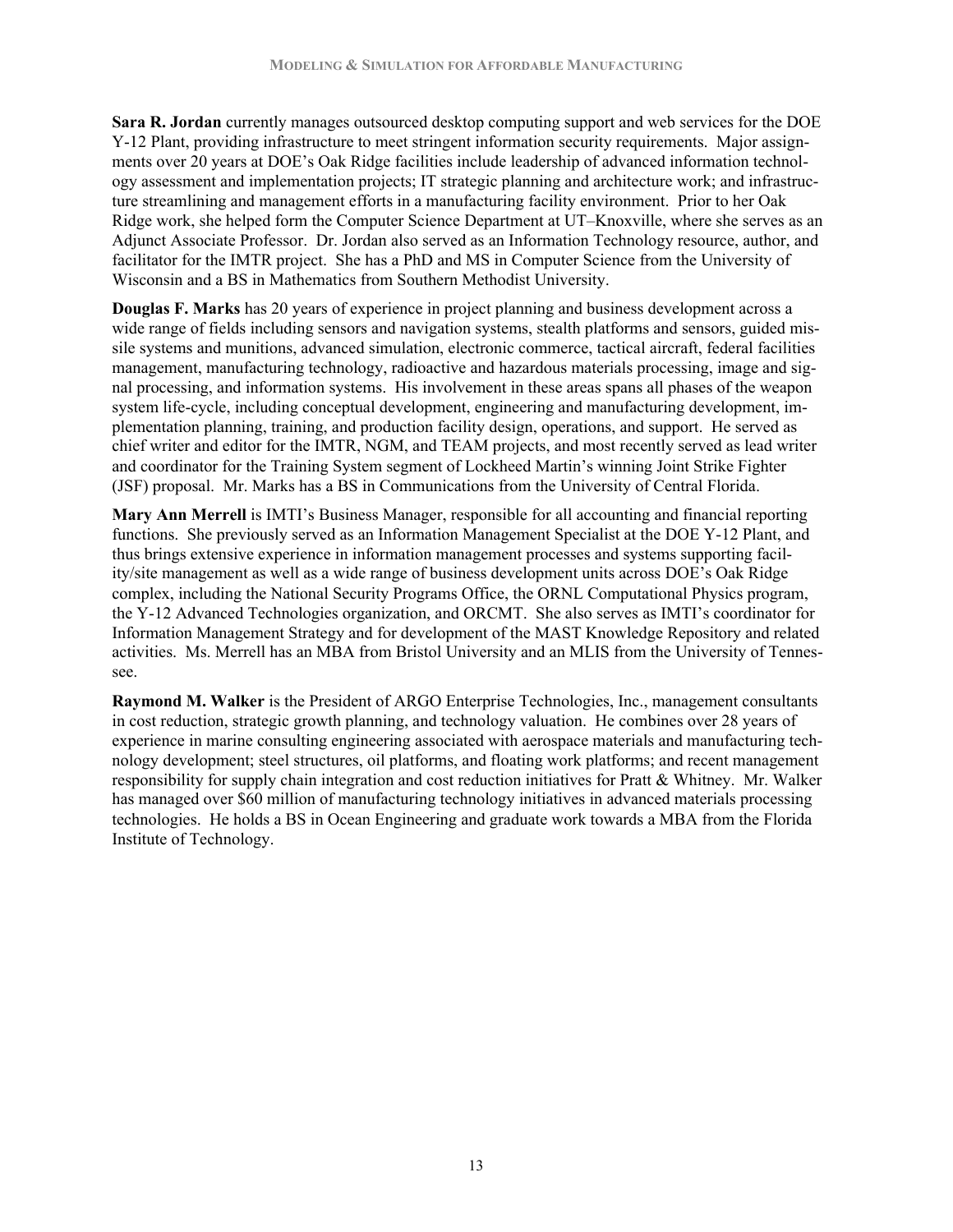**Sara R. Jordan** currently manages outsourced desktop computing support and web services for the DOE Y-12 Plant, providing infrastructure to meet stringent information security requirements. Major assignments over 20 years at DOE's Oak Ridge facilities include leadership of advanced information technology assessment and implementation projects; IT strategic planning and architecture work; and infrastructure streamlining and management efforts in a manufacturing facility environment. Prior to her Oak Ridge work, she helped form the Computer Science Department at UT–Knoxville, where she serves as an Adjunct Associate Professor. Dr. Jordan also served as an Information Technology resource, author, and facilitator for the IMTR project. She has a PhD and MS in Computer Science from the University of Wisconsin and a BS in Mathematics from Southern Methodist University.

**Douglas F. Marks** has 20 years of experience in project planning and business development across a wide range of fields including sensors and navigation systems, stealth platforms and sensors, guided missile systems and munitions, advanced simulation, electronic commerce, tactical aircraft, federal facilities management, manufacturing technology, radioactive and hazardous materials processing, image and signal processing, and information systems. His involvement in these areas spans all phases of the weapon system life-cycle, including conceptual development, engineering and manufacturing development, implementation planning, training, and production facility design, operations, and support. He served as chief writer and editor for the IMTR, NGM, and TEAM projects, and most recently served as lead writer and coordinator for the Training System segment of Lockheed Martin's winning Joint Strike Fighter (JSF) proposal. Mr. Marks has a BS in Communications from the University of Central Florida.

**Mary Ann Merrell** is IMTI's Business Manager, responsible for all accounting and financial reporting functions. She previously served as an Information Management Specialist at the DOE Y-12 Plant, and thus brings extensive experience in information management processes and systems supporting facility/site management as well as a wide range of business development units across DOE's Oak Ridge complex, including the National Security Programs Office, the ORNL Computational Physics program, the Y-12 Advanced Technologies organization, and ORCMT. She also serves as IMTI's coordinator for Information Management Strategy and for development of the MAST Knowledge Repository and related activities. Ms. Merrell has an MBA from Bristol University and an MLIS from the University of Tennessee.

**Raymond M. Walker** is the President of ARGO Enterprise Technologies, Inc., management consultants in cost reduction, strategic growth planning, and technology valuation. He combines over 28 years of experience in marine consulting engineering associated with aerospace materials and manufacturing technology development; steel structures, oil platforms, and floating work platforms; and recent management responsibility for supply chain integration and cost reduction initiatives for Pratt & Whitney. Mr. Walker has managed over $60 million of manufacturing technology initiatives in advanced materials processing technologies. He holds a BS in Ocean Engineering and graduate work towards a MBA from the Florida Institute of Technology.